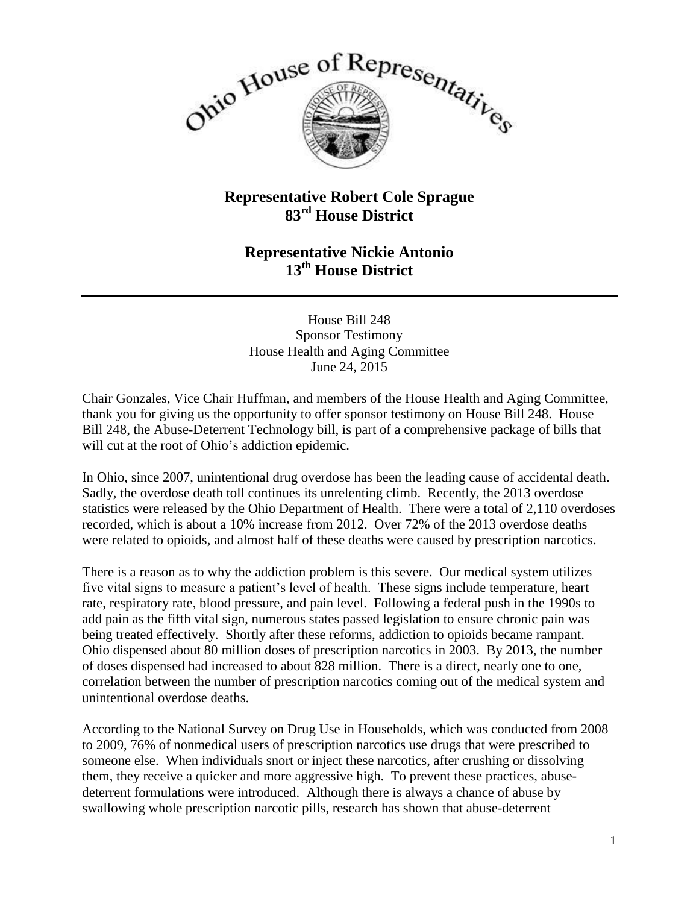Ohio House of Representatives

**Representative Robert Cole Sprague**
**83rd House District**

**Representative Nickie Antonio**
**13th House District**

---

House Bill 248
Sponsor Testimony
House Health and Aging Committee
June 24, 2015

Chair Gonzales, Vice Chair Huffman, and members of the House Health and Aging Committee, thank you for giving us the opportunity to offer sponsor testimony on House Bill 248. House Bill 248, the Abuse-Deterrent Technology bill, is part of a comprehensive package of bills that will cut at the root of Ohio's addiction epidemic.

In Ohio, since 2007, unintentional drug overdose has been the leading cause of accidental death. Sadly, the overdose death toll continues its unrelenting climb. Recently, the 2013 overdose statistics were released by the Ohio Department of Health. There were a total of 2,110 overdoses recorded, which is about a 10% increase from 2012. Over 72% of the 2013 overdose deaths were related to opioids, and almost half of these deaths were caused by prescription narcotics.

There is a reason as to why the addiction problem is this severe. Our medical system utilizes five vital signs to measure a patient's level of health. These signs include temperature, heart rate, respiratory rate, blood pressure, and pain level. Following a federal push in the 1990s to add pain as the fifth vital sign, numerous states passed legislation to ensure chronic pain was being treated effectively. Shortly after these reforms, addiction to opioids became rampant. Ohio dispensed about 80 million doses of prescription narcotics in 2003. By 2013, the number of doses dispensed had increased to about 828 million. There is a direct, nearly one to one, correlation between the number of prescription narcotics coming out of the medical system and unintentional overdose deaths.

According to the National Survey on Drug Use in Households, which was conducted from 2008 to 2009, 76% of nonmedical users of prescription narcotics use drugs that were prescribed to someone else. When individuals snort or inject these narcotics, after crushing or dissolving them, they receive a quicker and more aggressive high. To prevent these practices, abuse-deterrent formulations were introduced. Although there is always a chance of abuse by swallowing whole prescription narcotic pills, research has shown that abuse-deterrent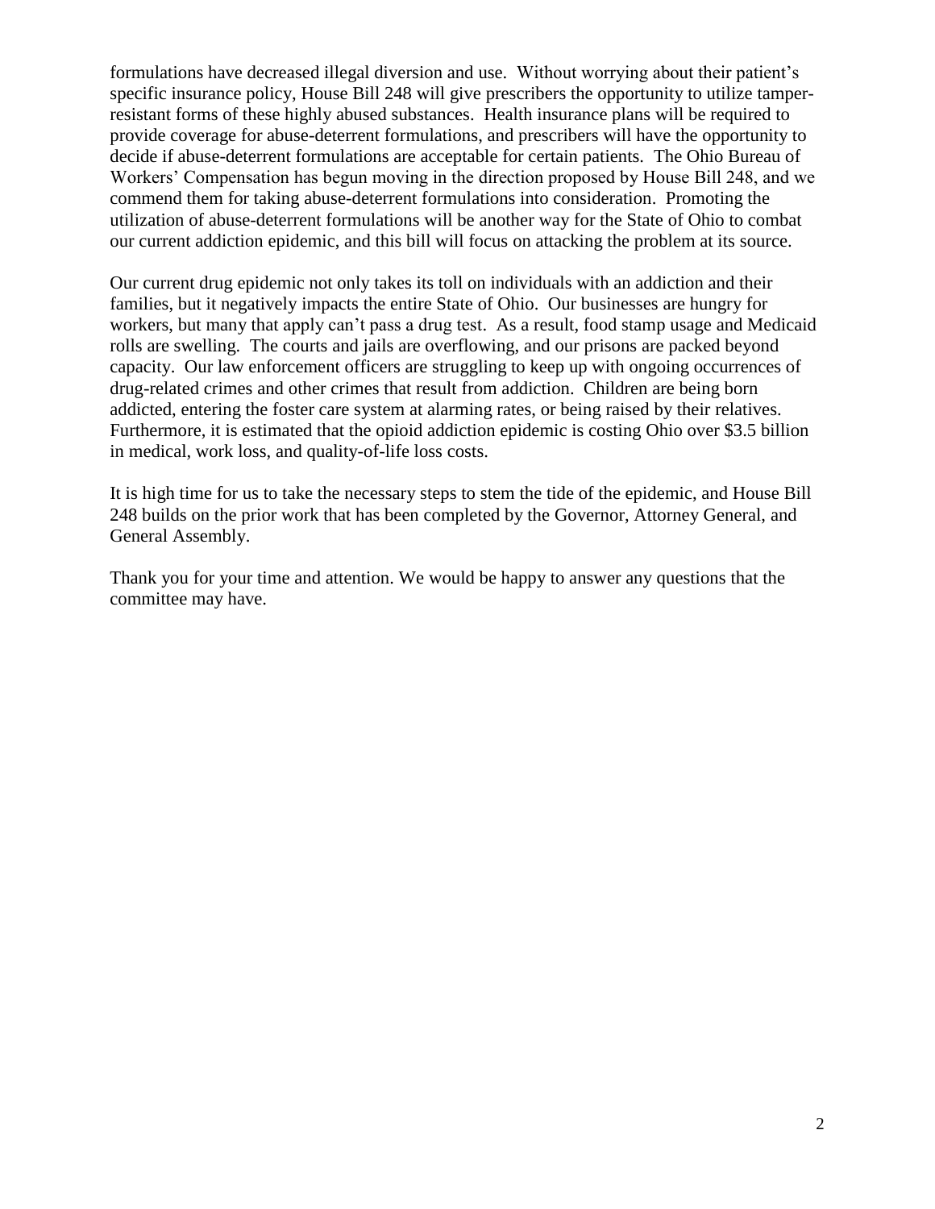formulations have decreased illegal diversion and use. Without worrying about their patient's specific insurance policy, House Bill 248 will give prescribers the opportunity to utilize tamper-resistant forms of these highly abused substances. Health insurance plans will be required to provide coverage for abuse-deterrent formulations, and prescribers will have the opportunity to decide if abuse-deterrent formulations are acceptable for certain patients. The Ohio Bureau of Workers' Compensation has begun moving in the direction proposed by House Bill 248, and we commend them for taking abuse-deterrent formulations into consideration. Promoting the utilization of abuse-deterrent formulations will be another way for the State of Ohio to combat our current addiction epidemic, and this bill will focus on attacking the problem at its source.

Our current drug epidemic not only takes its toll on individuals with an addiction and their families, but it negatively impacts the entire State of Ohio. Our businesses are hungry for workers, but many that apply can't pass a drug test. As a result, food stamp usage and Medicaid rolls are swelling. The courts and jails are overflowing, and our prisons are packed beyond capacity. Our law enforcement officers are struggling to keep up with ongoing occurrences of drug-related crimes and other crimes that result from addiction. Children are being born addicted, entering the foster care system at alarming rates, or being raised by their relatives. Furthermore, it is estimated that the opioid addiction epidemic is costing Ohio over $3.5 billion in medical, work loss, and quality-of-life loss costs.

It is high time for us to take the necessary steps to stem the tide of the epidemic, and House Bill 248 builds on the prior work that has been completed by the Governor, Attorney General, and General Assembly.

Thank you for your time and attention. We would be happy to answer any questions that the committee may have.